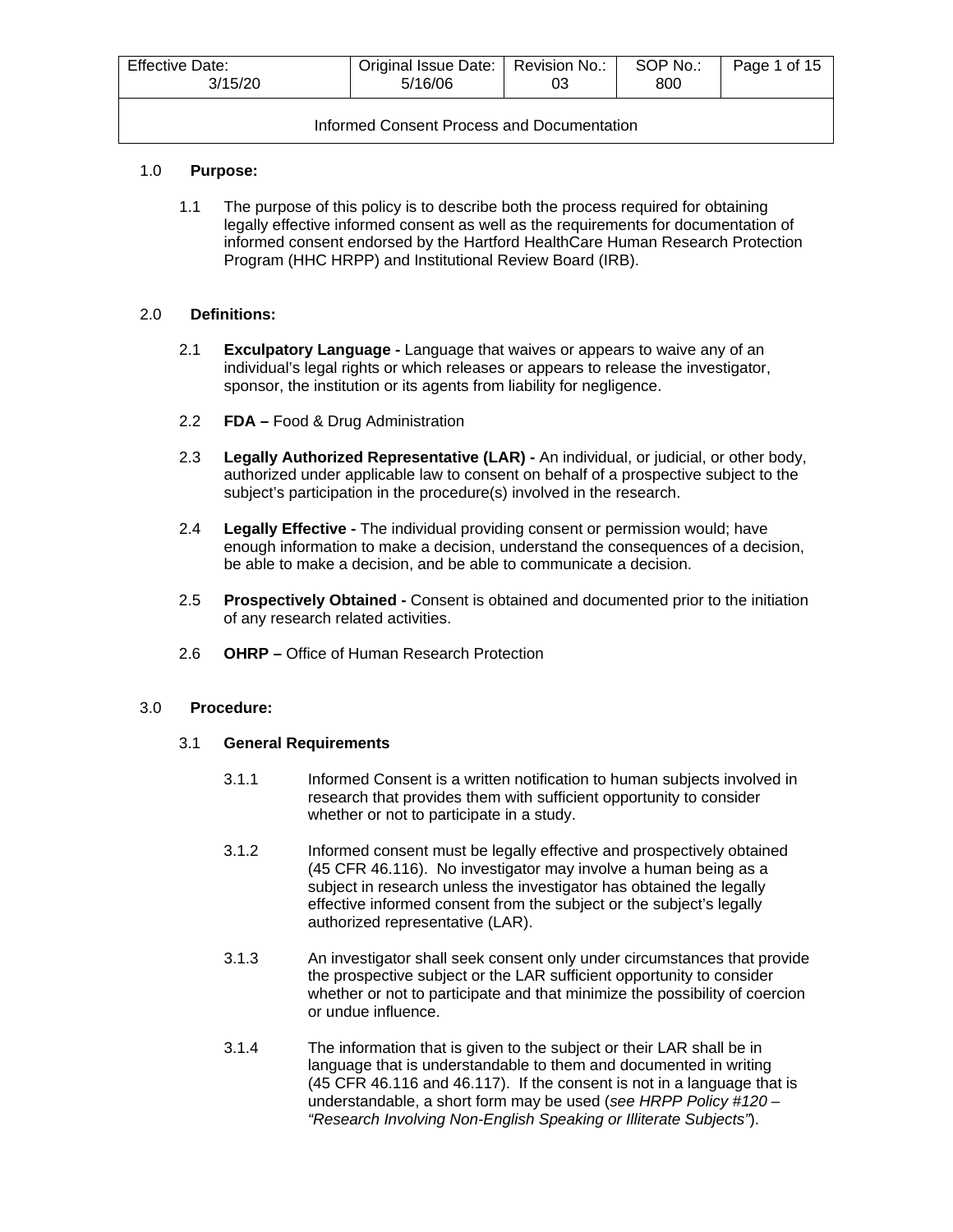| Effective Date: 3/15/20 | Original Issue Date: 5/16/06 | Revision No.: 03 | SOP No.: 800 |
|---|---|---|---|

**Informed Consent Process and Documentation**

## 1.0 Purpose:

1.1 The purpose of this policy is to describe both the process required for obtaining legally effective informed consent as well as the requirements for documentation of informed consent endorsed by the Hartford HealthCare Human Research Protection Program (HHC HRPP) and Institutional Review Board (IRB).

## 2.0 Definitions:

2.1 **Exculpatory Language -** Language that waives or appears to waive any of an individual's legal rights or which releases or appears to release the investigator, sponsor, the institution or its agents from liability for negligence.

2.2 **FDA –** Food & Drug Administration

2.3 **Legally Authorized Representative (LAR) -** An individual, or judicial, or other body, authorized under applicable law to consent on behalf of a prospective subject to the subject's participation in the procedure(s) involved in the research.

2.4 **Legally Effective -** The individual providing consent or permission would; have enough information to make a decision, understand the consequences of a decision, be able to make a decision, and be able to communicate a decision.

2.5 **Prospectively Obtained -** Consent is obtained and documented prior to the initiation of any research related activities.

2.6 **OHRP –** Office of Human Research Protection

## 3.0 Procedure:

### 3.1 General Requirements

3.1.1 Informed Consent is a written notification to human subjects involved in research that provides them with sufficient opportunity to consider whether or not to participate in a study.

3.1.2 Informed consent must be legally effective and prospectively obtained (45 CFR 46.116). No investigator may involve a human being as a subject in research unless the investigator has obtained the legally effective informed consent from the subject or the subject's legally authorized representative (LAR).

3.1.3 An investigator shall seek consent only under circumstances that provide the prospective subject or the LAR sufficient opportunity to consider whether or not to participate and that minimize the possibility of coercion or undue influence.

3.1.4 The information that is given to the subject or their LAR shall be in language that is understandable to them and documented in writing (45 CFR 46.116 and 46.117). If the consent is not in a language that is understandable, a short form may be used (*see HRPP Policy #120 – "Research Involving Non-English Speaking or Illiterate Subjects"*).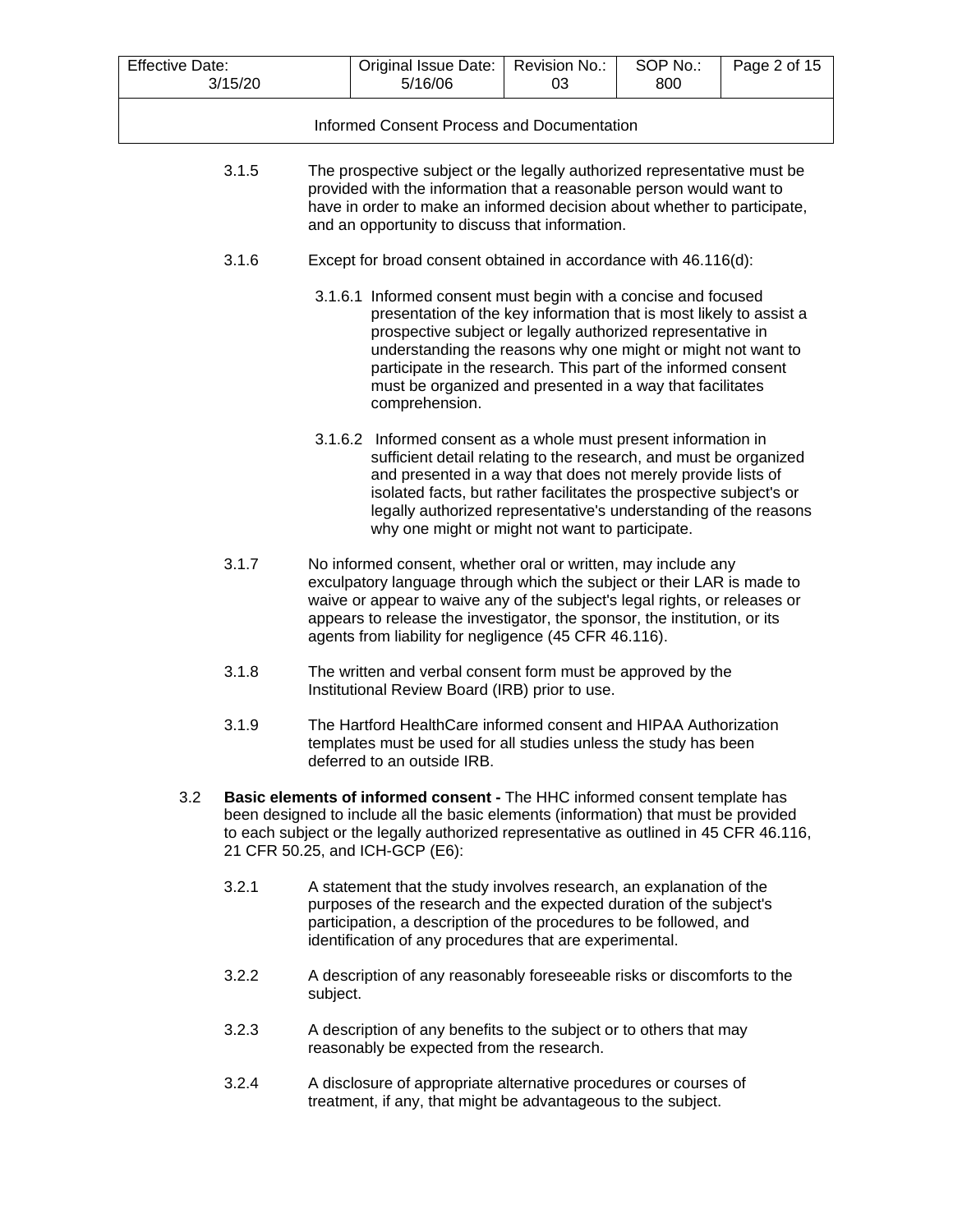3.1.5 The prospective subject or the legally authorized representative must be provided with the information that a reasonable person would want to have in order to make an informed decision about whether to participate, and an opportunity to discuss that information.

3.1.6 Except for broad consent obtained in accordance with 46.116(d):

3.1.6.1 Informed consent must begin with a concise and focused presentation of the key information that is most likely to assist a prospective subject or legally authorized representative in understanding the reasons why one might or might not want to participate in the research. This part of the informed consent must be organized and presented in a way that facilitates comprehension.

3.1.6.2 Informed consent as a whole must present information in sufficient detail relating to the research, and must be organized and presented in a way that does not merely provide lists of isolated facts, but rather facilitates the prospective subject's or legally authorized representative's understanding of the reasons why one might or might not want to participate.

3.1.7 No informed consent, whether oral or written, may include any exculpatory language through which the subject or their LAR is made to waive or appear to waive any of the subject's legal rights, or releases or appears to release the investigator, the sponsor, the institution, or its agents from liability for negligence (45 CFR 46.116).

3.1.8 The written and verbal consent form must be approved by the Institutional Review Board (IRB) prior to use.

3.1.9 The Hartford HealthCare informed consent and HIPAA Authorization templates must be used for all studies unless the study has been deferred to an outside IRB.

3.2 **Basic elements of informed consent -** The HHC informed consent template has been designed to include all the basic elements (information) that must be provided to each subject or the legally authorized representative as outlined in 45 CFR 46.116, 21 CFR 50.25, and ICH-GCP (E6):

3.2.1 A statement that the study involves research, an explanation of the purposes of the research and the expected duration of the subject's participation, a description of the procedures to be followed, and identification of any procedures that are experimental.

3.2.2 A description of any reasonably foreseeable risks or discomforts to the subject.

3.2.3 A description of any benefits to the subject or to others that may reasonably be expected from the research.

3.2.4 A disclosure of appropriate alternative procedures or courses of treatment, if any, that might be advantageous to the subject.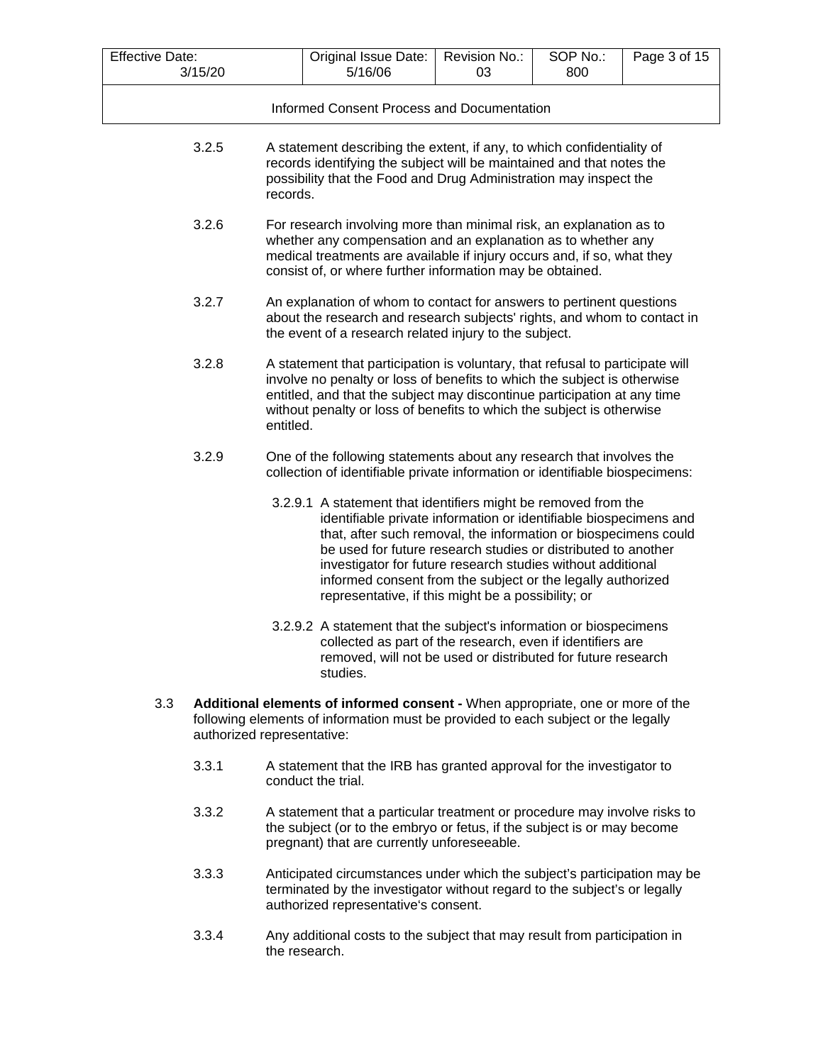3.2.5 A statement describing the extent, if any, to which confidentiality of records identifying the subject will be maintained and that notes the possibility that the Food and Drug Administration may inspect the records.

3.2.6 For research involving more than minimal risk, an explanation as to whether any compensation and an explanation as to whether any medical treatments are available if injury occurs and, if so, what they consist of, or where further information may be obtained.

3.2.7 An explanation of whom to contact for answers to pertinent questions about the research and research subjects' rights, and whom to contact in the event of a research related injury to the subject.

3.2.8 A statement that participation is voluntary, that refusal to participate will involve no penalty or loss of benefits to which the subject is otherwise entitled, and that the subject may discontinue participation at any time without penalty or loss of benefits to which the subject is otherwise entitled.

3.2.9 One of the following statements about any research that involves the collection of identifiable private information or identifiable biospecimens:

3.2.9.1 A statement that identifiers might be removed from the identifiable private information or identifiable biospecimens and that, after such removal, the information or biospecimens could be used for future research studies or distributed to another investigator for future research studies without additional informed consent from the subject or the legally authorized representative, if this might be a possibility; or

3.2.9.2 A statement that the subject's information or biospecimens collected as part of the research, even if identifiers are removed, will not be used or distributed for future research studies.

3.3 **Additional elements of informed consent -** When appropriate, one or more of the following elements of information must be provided to each subject or the legally authorized representative:

3.3.1 A statement that the IRB has granted approval for the investigator to conduct the trial.

3.3.2 A statement that a particular treatment or procedure may involve risks to the subject (or to the embryo or fetus, if the subject is or may become pregnant) that are currently unforeseeable.

3.3.3 Anticipated circumstances under which the subject's participation may be terminated by the investigator without regard to the subject's or legally authorized representative's consent.

3.3.4 Any additional costs to the subject that may result from participation in the research.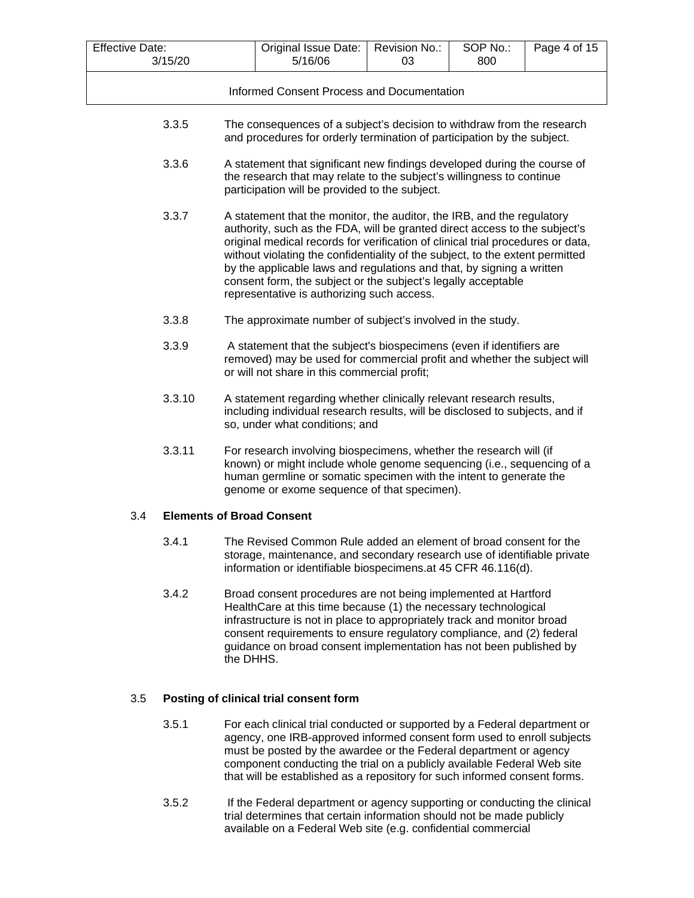3.3.5 The consequences of a subject's decision to withdraw from the research and procedures for orderly termination of participation by the subject.

3.3.6 A statement that significant new findings developed during the course of the research that may relate to the subject's willingness to continue participation will be provided to the subject.

3.3.7 A statement that the monitor, the auditor, the IRB, and the regulatory authority, such as the FDA, will be granted direct access to the subject's original medical records for verification of clinical trial procedures or data, without violating the confidentiality of the subject, to the extent permitted by the applicable laws and regulations and that, by signing a written consent form, the subject or the subject's legally acceptable representative is authorizing such access.

3.3.8 The approximate number of subject's involved in the study.

3.3.9 A statement that the subject's biospecimens (even if identifiers are removed) may be used for commercial profit and whether the subject will or will not share in this commercial profit;

3.3.10 A statement regarding whether clinically relevant research results, including individual research results, will be disclosed to subjects, and if so, under what conditions; and

3.3.11 For research involving biospecimens, whether the research will (if known) or might include whole genome sequencing (i.e., sequencing of a human germline or somatic specimen with the intent to generate the genome or exome sequence of that specimen).

### 3.4 Elements of Broad Consent

3.4.1 The Revised Common Rule added an element of broad consent for the storage, maintenance, and secondary research use of identifiable private information or identifiable biospecimens.at 45 CFR 46.116(d).

3.4.2 Broad consent procedures are not being implemented at Hartford HealthCare at this time because (1) the necessary technological infrastructure is not in place to appropriately track and monitor broad consent requirements to ensure regulatory compliance, and (2) federal guidance on broad consent implementation has not been published by the DHHS.

### 3.5 Posting of clinical trial consent form

3.5.1 For each clinical trial conducted or supported by a Federal department or agency, one IRB-approved informed consent form used to enroll subjects must be posted by the awardee or the Federal department or agency component conducting the trial on a publicly available Federal Web site that will be established as a repository for such informed consent forms.

3.5.2 If the Federal department or agency supporting or conducting the clinical trial determines that certain information should not be made publicly available on a Federal Web site (e.g. confidential commercial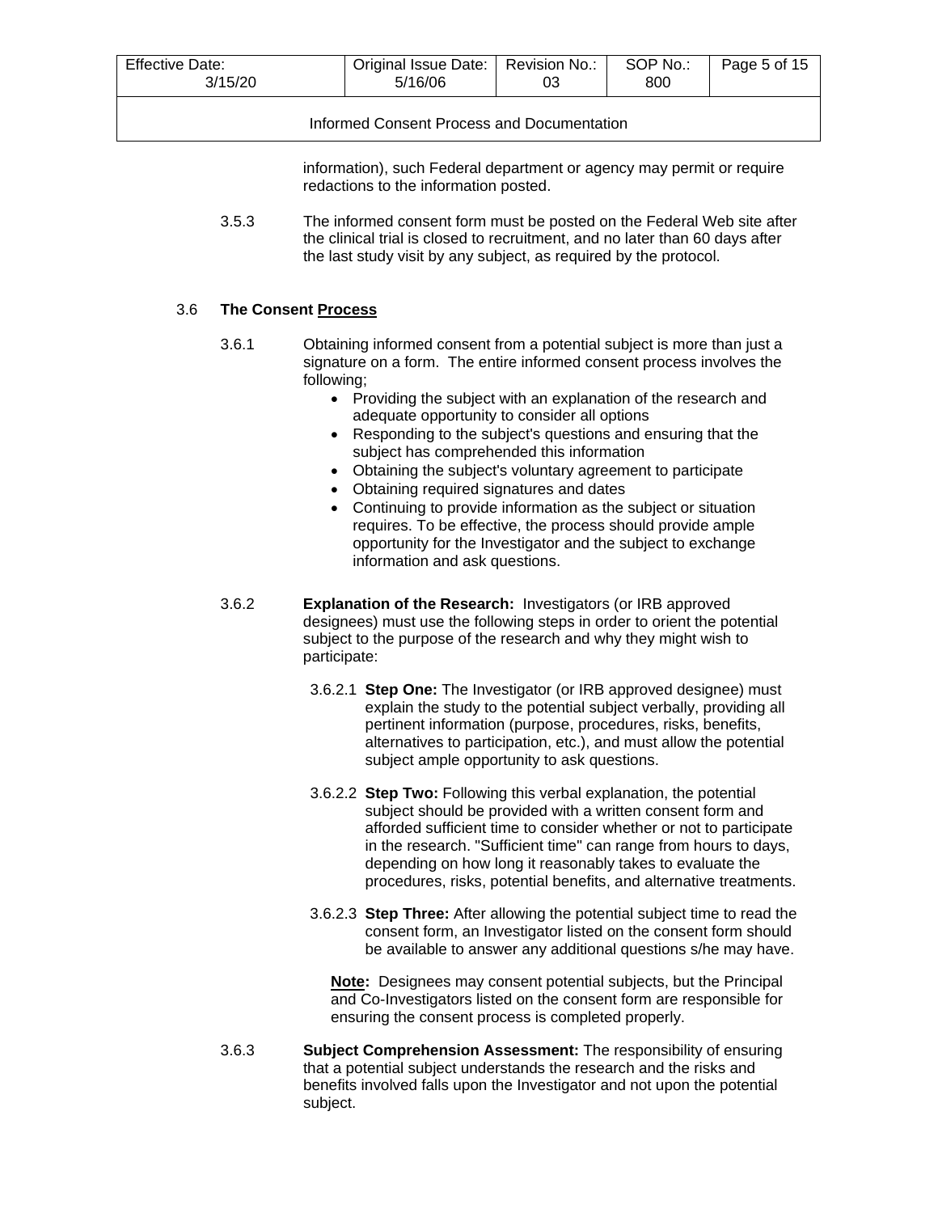information), such Federal department or agency may permit or require redactions to the information posted.

3.5.3 The informed consent form must be posted on the Federal Web site after the clinical trial is closed to recruitment, and no later than 60 days after the last study visit by any subject, as required by the protocol.

### 3.6 The Consent Process

3.6.1 Obtaining informed consent from a potential subject is more than just a signature on a form. The entire informed consent process involves the following;

- Providing the subject with an explanation of the research and adequate opportunity to consider all options
- Responding to the subject's questions and ensuring that the subject has comprehended this information
- Obtaining the subject's voluntary agreement to participate
- Obtaining required signatures and dates
- Continuing to provide information as the subject or situation requires. To be effective, the process should provide ample opportunity for the Investigator and the subject to exchange information and ask questions.

3.6.2 **Explanation of the Research:** Investigators (or IRB approved designees) must use the following steps in order to orient the potential subject to the purpose of the research and why they might wish to participate:

3.6.2.1 **Step One:** The Investigator (or IRB approved designee) must explain the study to the potential subject verbally, providing all pertinent information (purpose, procedures, risks, benefits, alternatives to participation, etc.), and must allow the potential subject ample opportunity to ask questions.

3.6.2.2 **Step Two:** Following this verbal explanation, the potential subject should be provided with a written consent form and afforded sufficient time to consider whether or not to participate in the research. "Sufficient time" can range from hours to days, depending on how long it reasonably takes to evaluate the procedures, risks, potential benefits, and alternative treatments.

3.6.2.3 **Step Three:** After allowing the potential subject time to read the consent form, an Investigator listed on the consent form should be available to answer any additional questions s/he may have.

**Note:** Designees may consent potential subjects, but the Principal and Co-Investigators listed on the consent form are responsible for ensuring the consent process is completed properly.

3.6.3 **Subject Comprehension Assessment:** The responsibility of ensuring that a potential subject understands the research and the risks and benefits involved falls upon the Investigator and not upon the potential subject.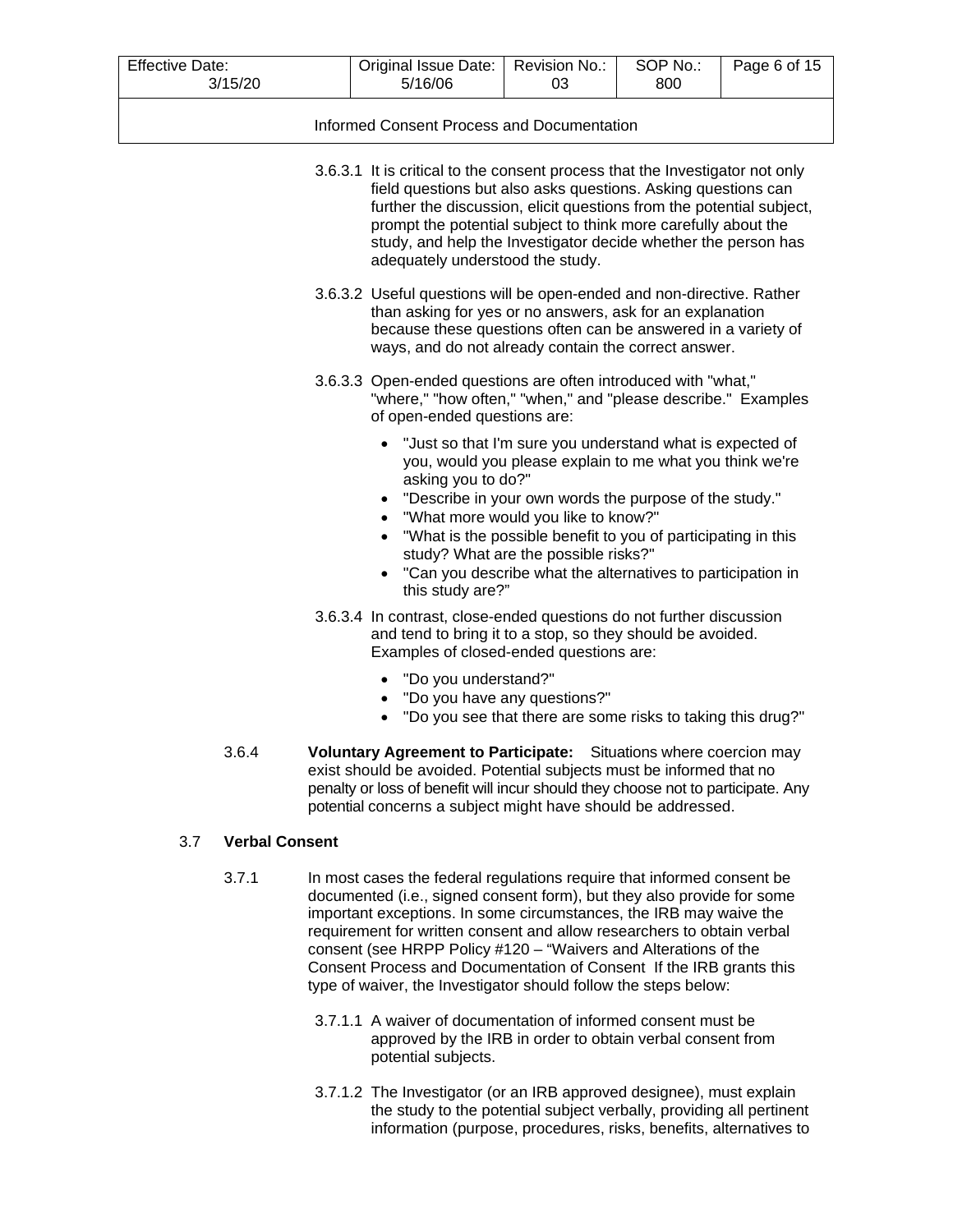3.6.3.1 It is critical to the consent process that the Investigator not only field questions but also asks questions. Asking questions can further the discussion, elicit questions from the potential subject, prompt the potential subject to think more carefully about the study, and help the Investigator decide whether the person has adequately understood the study.

3.6.3.2 Useful questions will be open-ended and non-directive. Rather than asking for yes or no answers, ask for an explanation because these questions often can be answered in a variety of ways, and do not already contain the correct answer.

3.6.3.3 Open-ended questions are often introduced with "what," "where," "how often," "when," and "please describe." Examples of open-ended questions are:

- "Just so that I'm sure you understand what is expected of you, would you please explain to me what you think we're asking you to do?"
- "Describe in your own words the purpose of the study."
- "What more would you like to know?"
- "What is the possible benefit to you of participating in this study? What are the possible risks?"
- "Can you describe what the alternatives to participation in this study are?"

3.6.3.4 In contrast, close-ended questions do not further discussion and tend to bring it to a stop, so they should be avoided. Examples of closed-ended questions are:

- "Do you understand?"
- "Do you have any questions?"
- "Do you see that there are some risks to taking this drug?"

3.6.4 **Voluntary Agreement to Participate:** Situations where coercion may exist should be avoided. Potential subjects must be informed that no penalty or loss of benefit will incur should they choose not to participate. Any potential concerns a subject might have should be addressed.

## 3.7 Verbal Consent

3.7.1 In most cases the federal regulations require that informed consent be documented (i.e., signed consent form), but they also provide for some important exceptions. In some circumstances, the IRB may waive the requirement for written consent and allow researchers to obtain verbal consent (see HRPP Policy #120 – "Waivers and Alterations of the Consent Process and Documentation of Consent If the IRB grants this type of waiver, the Investigator should follow the steps below:

3.7.1.1 A waiver of documentation of informed consent must be approved by the IRB in order to obtain verbal consent from potential subjects.

3.7.1.2 The Investigator (or an IRB approved designee), must explain the study to the potential subject verbally, providing all pertinent information (purpose, procedures, risks, benefits, alternatives to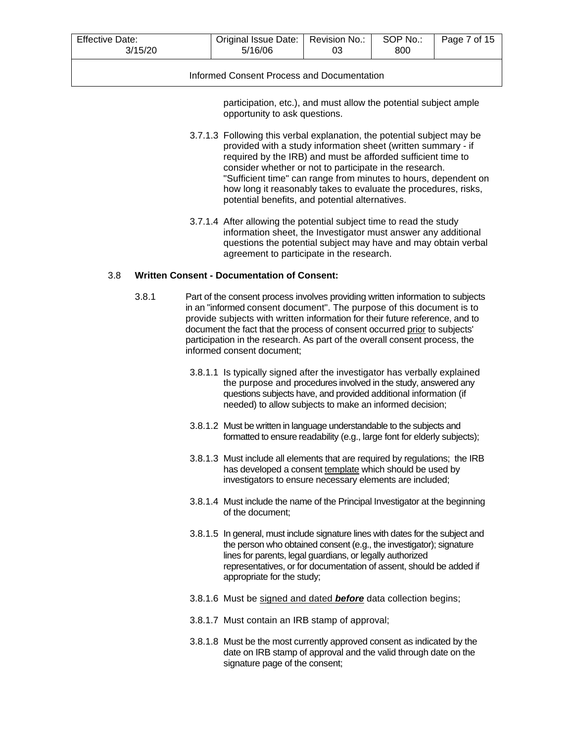participation, etc.), and must allow the potential subject ample opportunity to ask questions.

3.7.1.3 Following this verbal explanation, the potential subject may be provided with a study information sheet (written summary - if required by the IRB) and must be afforded sufficient time to consider whether or not to participate in the research. "Sufficient time" can range from minutes to hours, dependent on how long it reasonably takes to evaluate the procedures, risks, potential benefits, and potential alternatives.

3.7.1.4 After allowing the potential subject time to read the study information sheet, the Investigator must answer any additional questions the potential subject may have and may obtain verbal agreement to participate in the research.

## 3.8 Written Consent - Documentation of Consent:

3.8.1 Part of the consent process involves providing written information to subjects in an "informed consent document". The purpose of this document is to provide subjects with written information for their future reference, and to document the fact that the process of consent occurred <u>prior</u> to subjects' participation in the research. As part of the overall consent process, the informed consent document;

3.8.1.1 Is typically signed after the investigator has verbally explained the purpose and procedures involved in the study, answered any questions subjects have, and provided additional information (if needed) to allow subjects to make an informed decision;

3.8.1.2 Must be written in language understandable to the subjects and formatted to ensure readability (e.g., large font for elderly subjects);

3.8.1.3 Must include all elements that are required by regulations; the IRB has developed a consent <u>template</u> which should be used by investigators to ensure necessary elements are included;

3.8.1.4 Must include the name of the Principal Investigator at the beginning of the document;

3.8.1.5 In general, must include signature lines with dates for the subject and the person who obtained consent (e.g., the investigator); signature lines for parents, legal guardians, or legally authorized representatives, or for documentation of assent, should be added if appropriate for the study;

3.8.1.6 Must be <u>signed and dated ***before***</u> data collection begins;

3.8.1.7 Must contain an IRB stamp of approval;

3.8.1.8 Must be the most currently approved consent as indicated by the date on IRB stamp of approval and the valid through date on the signature page of the consent;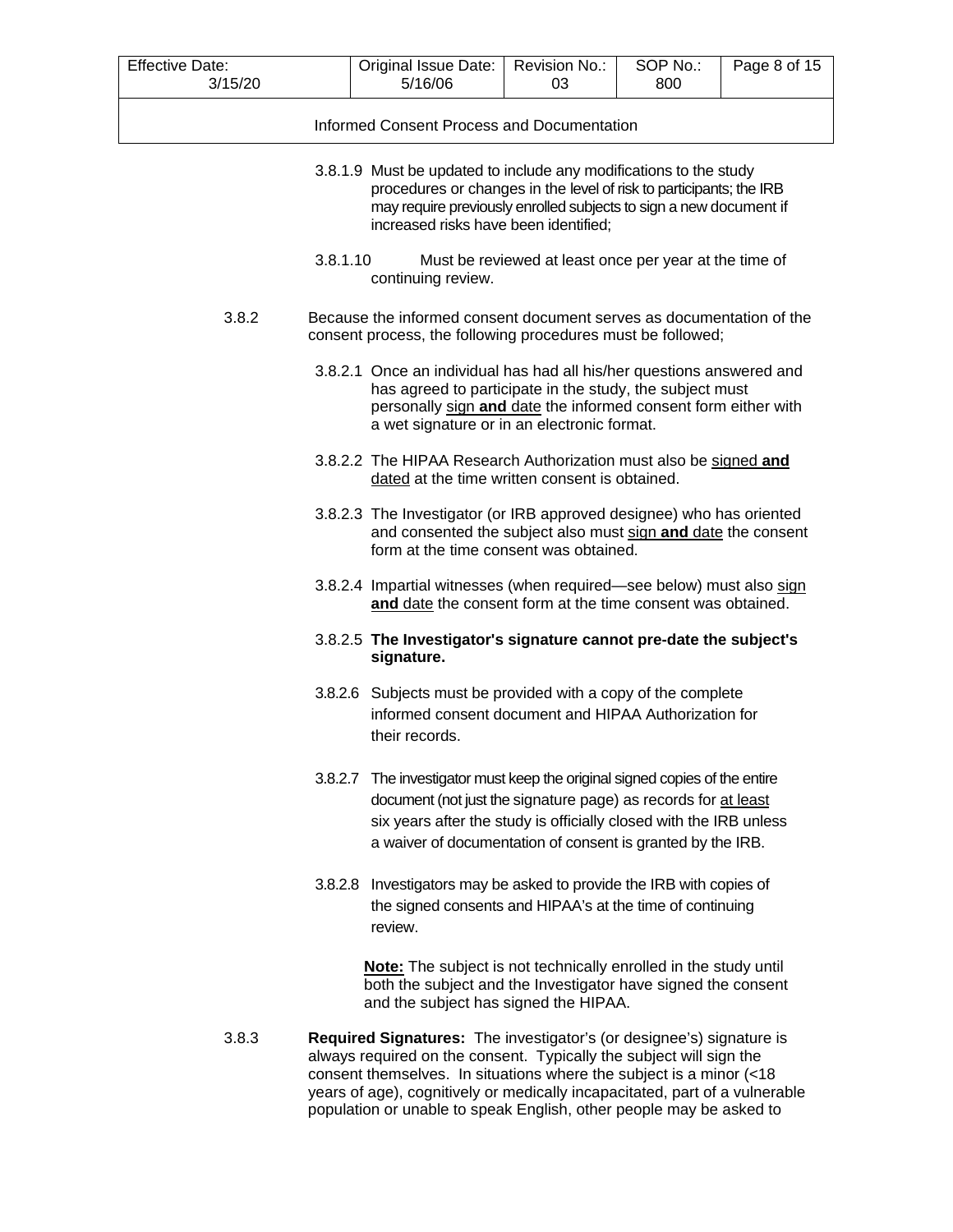3.8.1.9 Must be updated to include any modifications to the study procedures or changes in the level of risk to participants; the IRB may require previously enrolled subjects to sign a new document if increased risks have been identified;

3.8.1.10 Must be reviewed at least once per year at the time of continuing review.

3.8.2 Because the informed consent document serves as documentation of the consent process, the following procedures must be followed;

3.8.2.1 Once an individual has had all his/her questions answered and has agreed to participate in the study, the subject must personally sign **and** date the informed consent form either with a wet signature or in an electronic format.

3.8.2.2 The HIPAA Research Authorization must also be signed **and** dated at the time written consent is obtained.

3.8.2.3 The Investigator (or IRB approved designee) who has oriented and consented the subject also must sign **and** date the consent form at the time consent was obtained.

3.8.2.4 Impartial witnesses (when required—see below) must also sign **and** date the consent form at the time consent was obtained.

3.8.2.5 **The Investigator's signature cannot pre-date the subject's signature.**

3.8.2.6 Subjects must be provided with a copy of the complete informed consent document and HIPAA Authorization for their records.

3.8.2.7 The investigator must keep the original signed copies of the entire document (not just the signature page) as records for at least six years after the study is officially closed with the IRB unless a waiver of documentation of consent is granted by the IRB.

3.8.2.8 Investigators may be asked to provide the IRB with copies of the signed consents and HIPAA's at the time of continuing review.

**Note:** The subject is not technically enrolled in the study until both the subject and the Investigator have signed the consent and the subject has signed the HIPAA.

3.8.3 **Required Signatures:** The investigator's (or designee's) signature is always required on the consent. Typically the subject will sign the consent themselves. In situations where the subject is a minor (<18 years of age), cognitively or medically incapacitated, part of a vulnerable population or unable to speak English, other people may be asked to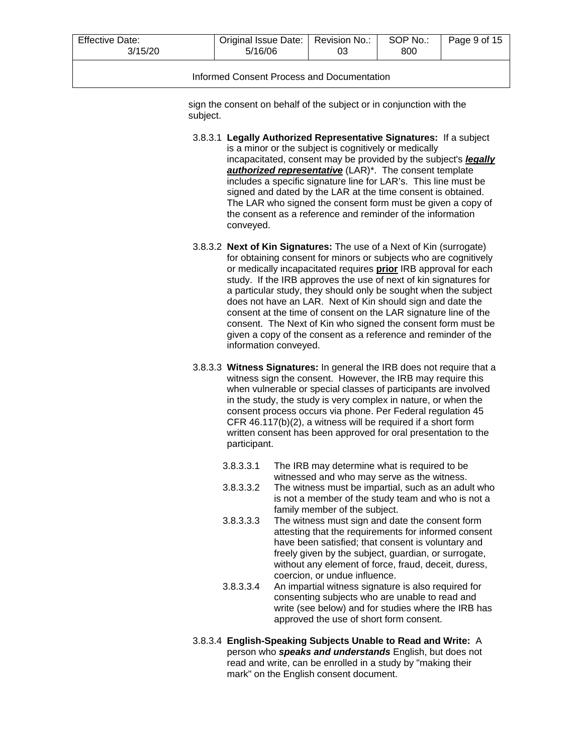sign the consent on behalf of the subject or in conjunction with the subject.

3.8.3.1 **Legally Authorized Representative Signatures:** If a subject is a minor or the subject is cognitively or medically incapacitated, consent may be provided by the subject's ***legally authorized representative*** (LAR)*. The consent template includes a specific signature line for LAR's. This line must be signed and dated by the LAR at the time consent is obtained. The LAR who signed the consent form must be given a copy of the consent as a reference and reminder of the information conveyed.

3.8.3.2 **Next of Kin Signatures:** The use of a Next of Kin (surrogate) for obtaining consent for minors or subjects who are cognitively or medically incapacitated requires **prior** IRB approval for each study. If the IRB approves the use of next of kin signatures for a particular study, they should only be sought when the subject does not have an LAR. Next of Kin should sign and date the consent at the time of consent on the LAR signature line of the consent. The Next of Kin who signed the consent form must be given a copy of the consent as a reference and reminder of the information conveyed.

3.8.3.3 **Witness Signatures:** In general the IRB does not require that a witness sign the consent. However, the IRB may require this when vulnerable or special classes of participants are involved in the study, the study is very complex in nature, or when the consent process occurs via phone. Per Federal regulation 45 CFR 46.117(b)(2), a witness will be required if a short form written consent has been approved for oral presentation to the participant.

- 3.8.3.3.1 The IRB may determine what is required to be witnessed and who may serve as the witness.
- 3.8.3.3.2 The witness must be impartial, such as an adult who is not a member of the study team and who is not a family member of the subject.
- 3.8.3.3.3 The witness must sign and date the consent form attesting that the requirements for informed consent have been satisfied; that consent is voluntary and freely given by the subject, guardian, or surrogate, without any element of force, fraud, deceit, duress, coercion, or undue influence.
- 3.8.3.3.4 An impartial witness signature is also required for consenting subjects who are unable to read and write (see below) and for studies where the IRB has approved the use of short form consent.

3.8.3.4 **English-Speaking Subjects Unable to Read and Write:** A person who ***speaks and understands*** English, but does not read and write, can be enrolled in a study by "making their mark" on the English consent document.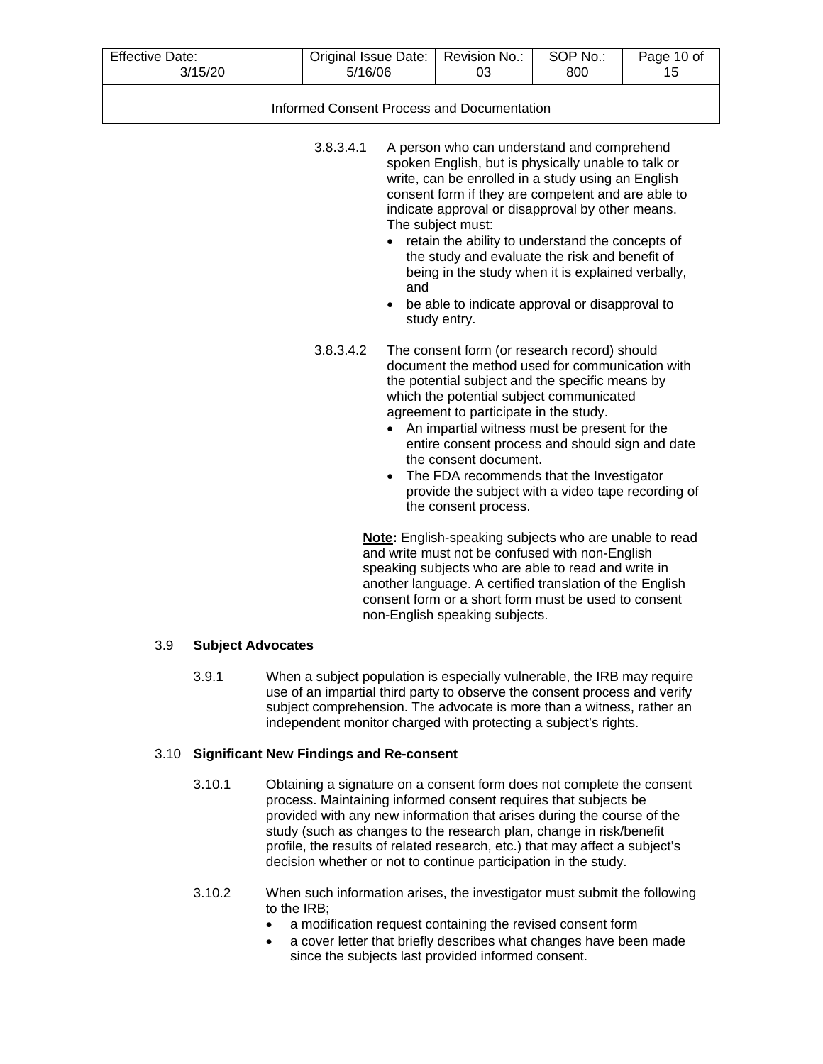3.8.3.4.1 A person who can understand and comprehend spoken English, but is physically unable to talk or write, can be enrolled in a study using an English consent form if they are competent and are able to indicate approval or disapproval by other means. The subject must:

- retain the ability to understand the concepts of the study and evaluate the risk and benefit of being in the study when it is explained verbally, and
- be able to indicate approval or disapproval to study entry.

3.8.3.4.2 The consent form (or research record) should document the method used for communication with the potential subject and the specific means by which the potential subject communicated agreement to participate in the study.

- An impartial witness must be present for the entire consent process and should sign and date the consent document.
- The FDA recommends that the Investigator provide the subject with a video tape recording of the consent process.

**Note:** English-speaking subjects who are unable to read and write must not be confused with non-English speaking subjects who are able to read and write in another language. A certified translation of the English consent form or a short form must be used to consent non-English speaking subjects.

## 3.9 Subject Advocates

3.9.1 When a subject population is especially vulnerable, the IRB may require use of an impartial third party to observe the consent process and verify subject comprehension. The advocate is more than a witness, rather an independent monitor charged with protecting a subject's rights.

## 3.10 Significant New Findings and Re-consent

3.10.1 Obtaining a signature on a consent form does not complete the consent process. Maintaining informed consent requires that subjects be provided with any new information that arises during the course of the study (such as changes to the research plan, change in risk/benefit profile, the results of related research, etc.) that may affect a subject's decision whether or not to continue participation in the study.

3.10.2 When such information arises, the investigator must submit the following to the IRB;

- a modification request containing the revised consent form
- a cover letter that briefly describes what changes have been made since the subjects last provided informed consent.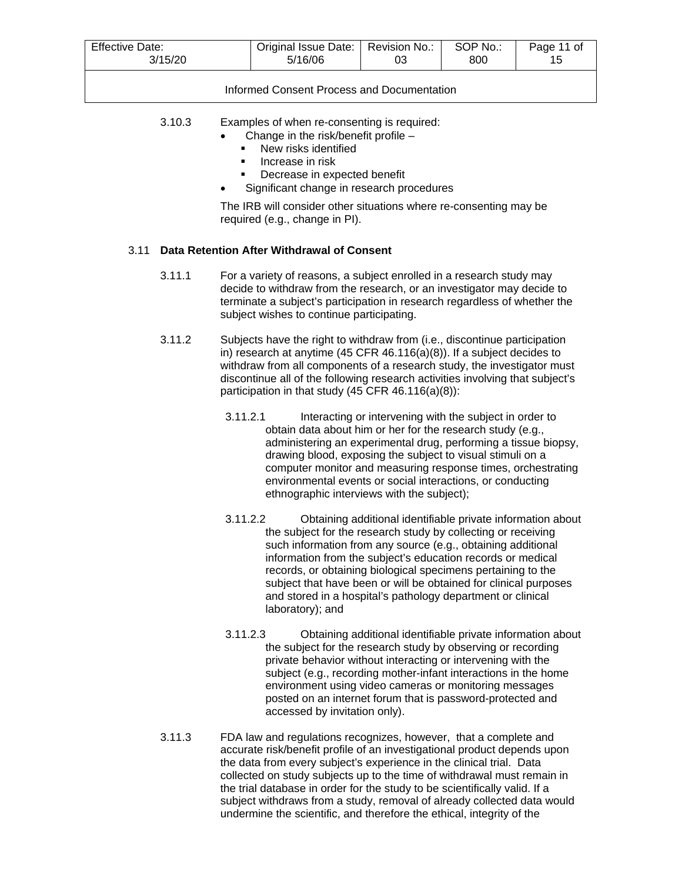3.10.3 Examples of when re-consenting is required:

- Change in the risk/benefit profile –
  - New risks identified
  - Increase in risk
  - Decrease in expected benefit
- Significant change in research procedures

The IRB will consider other situations where re-consenting may be required (e.g., change in PI).

### 3.11 Data Retention After Withdrawal of Consent

3.11.1 For a variety of reasons, a subject enrolled in a research study may decide to withdraw from the research, or an investigator may decide to terminate a subject's participation in research regardless of whether the subject wishes to continue participating.

3.11.2 Subjects have the right to withdraw from (i.e., discontinue participation in) research at anytime (45 CFR 46.116(a)(8)). If a subject decides to withdraw from all components of a research study, the investigator must discontinue all of the following research activities involving that subject's participation in that study (45 CFR 46.116(a)(8)):

3.11.2.1 Interacting or intervening with the subject in order to obtain data about him or her for the research study (e.g., administering an experimental drug, performing a tissue biopsy, drawing blood, exposing the subject to visual stimuli on a computer monitor and measuring response times, orchestrating environmental events or social interactions, or conducting ethnographic interviews with the subject);

3.11.2.2 Obtaining additional identifiable private information about the subject for the research study by collecting or receiving such information from any source (e.g., obtaining additional information from the subject's education records or medical records, or obtaining biological specimens pertaining to the subject that have been or will be obtained for clinical purposes and stored in a hospital's pathology department or clinical laboratory); and

3.11.2.3 Obtaining additional identifiable private information about the subject for the research study by observing or recording private behavior without interacting or intervening with the subject (e.g., recording mother-infant interactions in the home environment using video cameras or monitoring messages posted on an internet forum that is password-protected and accessed by invitation only).

3.11.3 FDA law and regulations recognizes, however, that a complete and accurate risk/benefit profile of an investigational product depends upon the data from every subject's experience in the clinical trial. Data collected on study subjects up to the time of withdrawal must remain in the trial database in order for the study to be scientifically valid. If a subject withdraws from a study, removal of already collected data would undermine the scientific, and therefore the ethical, integrity of the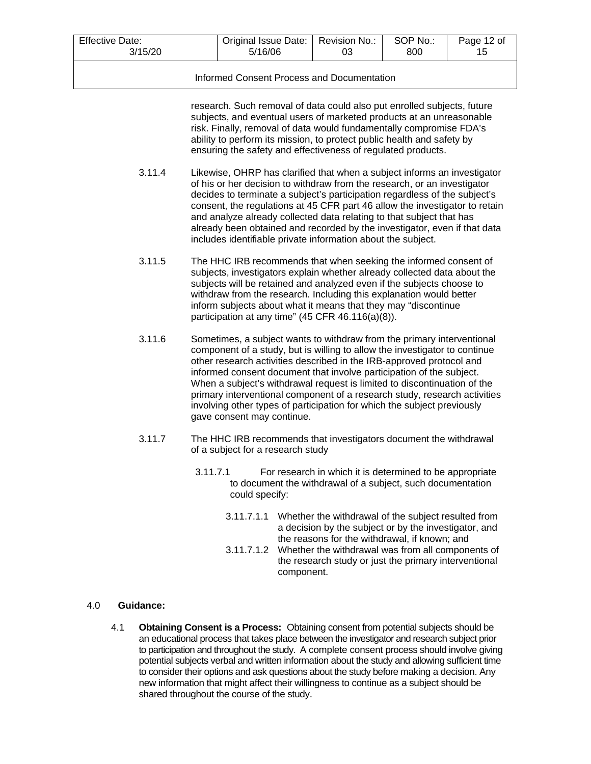research. Such removal of data could also put enrolled subjects, future subjects, and eventual users of marketed products at an unreasonable risk. Finally, removal of data would fundamentally compromise FDA's ability to perform its mission, to protect public health and safety by ensuring the safety and effectiveness of regulated products.

3.11.4 Likewise, OHRP has clarified that when a subject informs an investigator of his or her decision to withdraw from the research, or an investigator decides to terminate a subject's participation regardless of the subject's consent, the regulations at 45 CFR part 46 allow the investigator to retain and analyze already collected data relating to that subject that has already been obtained and recorded by the investigator, even if that data includes identifiable private information about the subject.

3.11.5 The HHC IRB recommends that when seeking the informed consent of subjects, investigators explain whether already collected data about the subjects will be retained and analyzed even if the subjects choose to withdraw from the research. Including this explanation would better inform subjects about what it means that they may "discontinue participation at any time" (45 CFR 46.116(a)(8)).

3.11.6 Sometimes, a subject wants to withdraw from the primary interventional component of a study, but is willing to allow the investigator to continue other research activities described in the IRB-approved protocol and informed consent document that involve participation of the subject. When a subject's withdrawal request is limited to discontinuation of the primary interventional component of a research study, research activities involving other types of participation for which the subject previously gave consent may continue.

3.11.7 The HHC IRB recommends that investigators document the withdrawal of a subject for a research study

3.11.7.1 For research in which it is determined to be appropriate to document the withdrawal of a subject, such documentation could specify:

3.11.7.1.1 Whether the withdrawal of the subject resulted from a decision by the subject or by the investigator, and the reasons for the withdrawal, if known; and

3.11.7.1.2 Whether the withdrawal was from all components of the research study or just the primary interventional component.

## 4.0 Guidance:

4.1 **Obtaining Consent is a Process:** Obtaining consent from potential subjects should be an educational process that takes place between the investigator and research subject prior to participation and throughout the study. A complete consent process should involve giving potential subjects verbal and written information about the study and allowing sufficient time to consider their options and ask questions about the study before making a decision. Any new information that might affect their willingness to continue as a subject should be shared throughout the course of the study.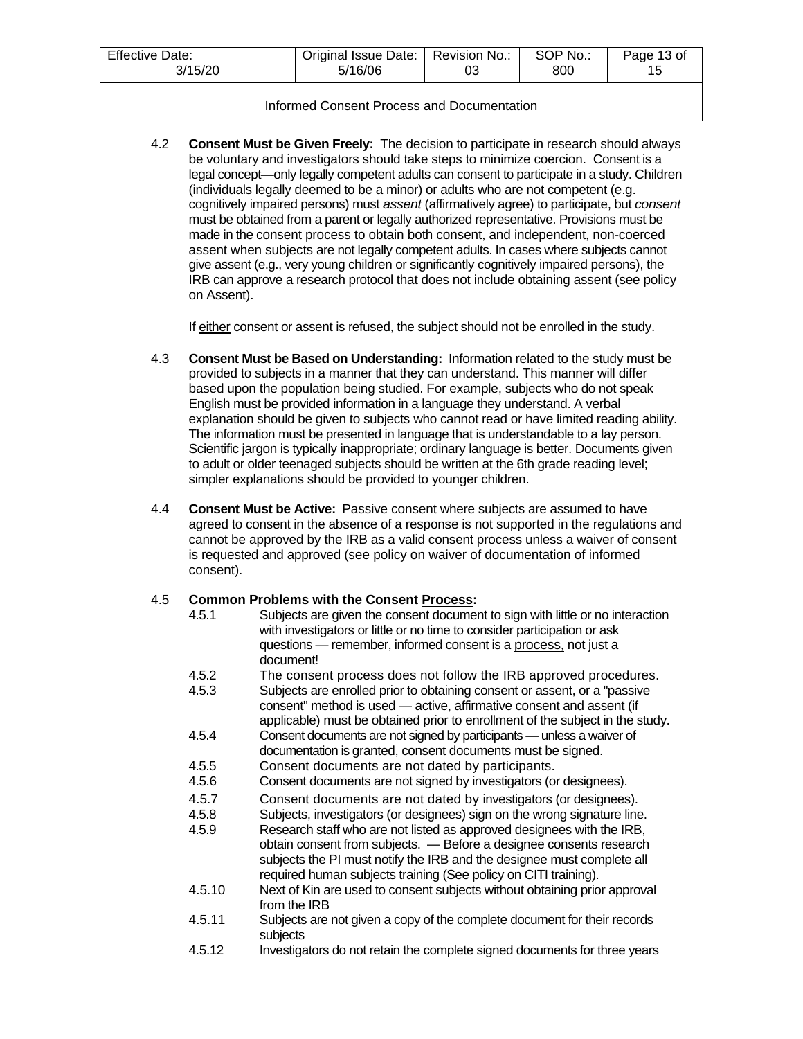4.2 **Consent Must be Given Freely:** The decision to participate in research should always be voluntary and investigators should take steps to minimize coercion. Consent is a legal concept—only legally competent adults can consent to participate in a study. Children (individuals legally deemed to be a minor) or adults who are not competent (e.g. cognitively impaired persons) must *assent* (affirmatively agree) to participate, but *consent* must be obtained from a parent or legally authorized representative. Provisions must be made in the consent process to obtain both consent, and independent, non-coerced assent when subjects are not legally competent adults. In cases where subjects cannot give assent (e.g., very young children or significantly cognitively impaired persons), the IRB can approve a research protocol that does not include obtaining assent (see policy on Assent).

If <u>either</u> consent or assent is refused, the subject should not be enrolled in the study.

4.3 **Consent Must be Based on Understanding:** Information related to the study must be provided to subjects in a manner that they can understand. This manner will differ based upon the population being studied. For example, subjects who do not speak English must be provided information in a language they understand. A verbal explanation should be given to subjects who cannot read or have limited reading ability. The information must be presented in language that is understandable to a lay person. Scientific jargon is typically inappropriate; ordinary language is better. Documents given to adult or older teenaged subjects should be written at the 6th grade reading level; simpler explanations should be provided to younger children.

4.4 **Consent Must be Active:** Passive consent where subjects are assumed to have agreed to consent in the absence of a response is not supported in the regulations and cannot be approved by the IRB as a valid consent process unless a waiver of consent is requested and approved (see policy on waiver of documentation of informed consent).

4.5 **Common Problems with the Consent <u>Process</u>:**

- 4.5.1 Subjects are given the consent document to sign with little or no interaction with investigators or little or no time to consider participation or ask questions — remember, informed consent is a <u>process,</u> not just a document!
- 4.5.2 The consent process does not follow the IRB approved procedures.
- 4.5.3 Subjects are enrolled prior to obtaining consent or assent, or a "passive consent" method is used — active, affirmative consent and assent (if applicable) must be obtained prior to enrollment of the subject in the study.
- 4.5.4 Consent documents are not signed by participants — unless a waiver of documentation is granted, consent documents must be signed.
- 4.5.5 Consent documents are not dated by participants.
- 4.5.6 Consent documents are not signed by investigators (or designees).
- 4.5.7 Consent documents are not dated by investigators (or designees).
- 4.5.8 Subjects, investigators (or designees) sign on the wrong signature line.
- 4.5.9 Research staff who are not listed as approved designees with the IRB, obtain consent from subjects. — Before a designee consents research subjects the PI must notify the IRB and the designee must complete all required human subjects training (See policy on CITI training).
- 4.5.10 Next of Kin are used to consent subjects without obtaining prior approval from the IRB
- 4.5.11 Subjects are not given a copy of the complete document for their records subjects
- 4.5.12 Investigators do not retain the complete signed documents for three years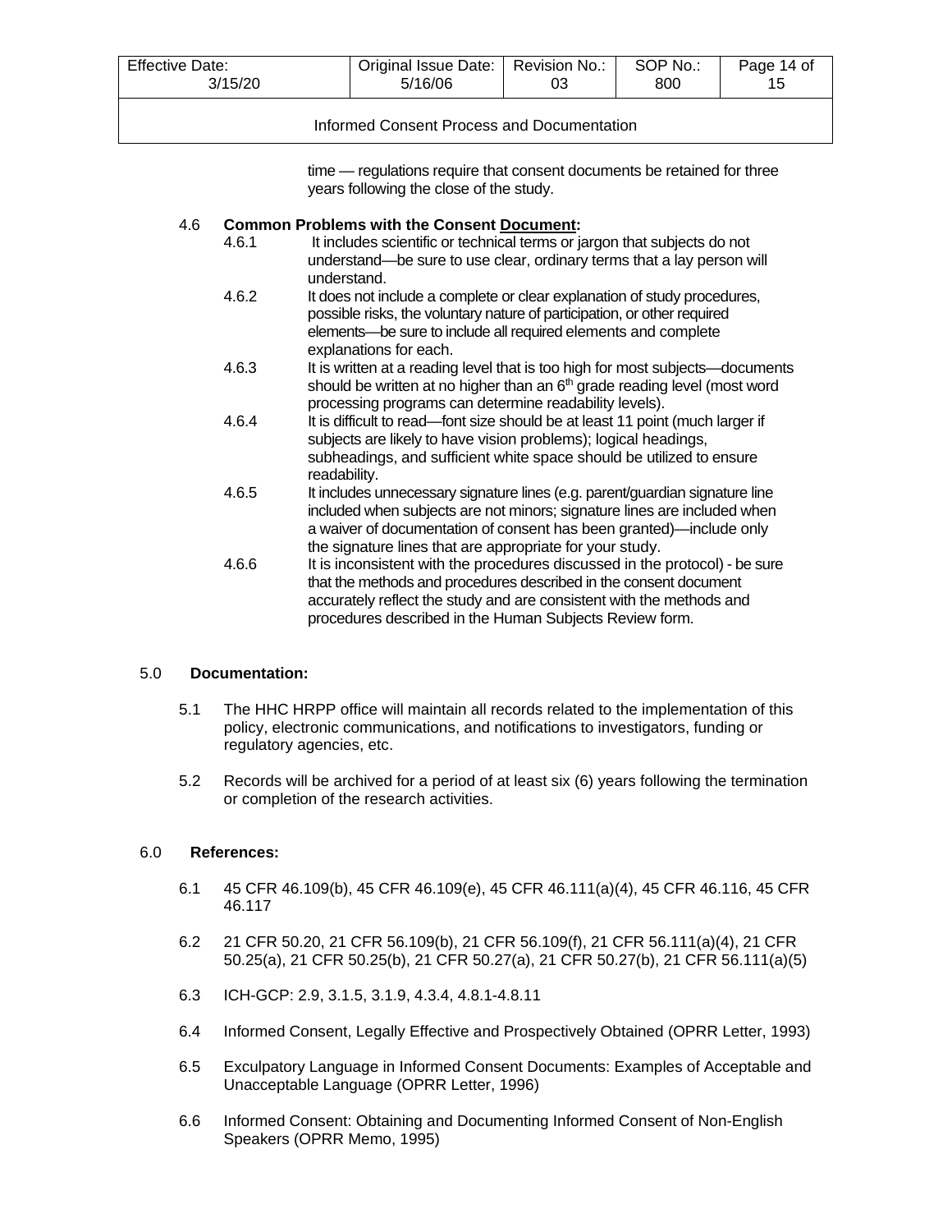time — regulations require that consent documents be retained for three years following the close of the study.

4.6 **Common Problems with the Consent Document:**

4.6.1 It includes scientific or technical terms or jargon that subjects do not understand—be sure to use clear, ordinary terms that a lay person will understand.

4.6.2 It does not include a complete or clear explanation of study procedures, possible risks, the voluntary nature of participation, or other required elements—be sure to include all required elements and complete explanations for each.

4.6.3 It is written at a reading level that is too high for most subjects—documents should be written at no higher than an 6th grade reading level (most word processing programs can determine readability levels).

4.6.4 It is difficult to read—font size should be at least 11 point (much larger if subjects are likely to have vision problems); logical headings, subheadings, and sufficient white space should be utilized to ensure readability.

4.6.5 It includes unnecessary signature lines (e.g. parent/guardian signature line included when subjects are not minors; signature lines are included when a waiver of documentation of consent has been granted)—include only the signature lines that are appropriate for your study.

4.6.6 It is inconsistent with the procedures discussed in the protocol) - be sure that the methods and procedures described in the consent document accurately reflect the study and are consistent with the methods and procedures described in the Human Subjects Review form.

## 5.0 Documentation:

5.1 The HHC HRPP office will maintain all records related to the implementation of this policy, electronic communications, and notifications to investigators, funding or regulatory agencies, etc.

5.2 Records will be archived for a period of at least six (6) years following the termination or completion of the research activities.

## 6.0 References:

6.1 45 CFR 46.109(b), 45 CFR 46.109(e), 45 CFR 46.111(a)(4), 45 CFR 46.116, 45 CFR 46.117

6.2 21 CFR 50.20, 21 CFR 56.109(b), 21 CFR 56.109(f), 21 CFR 56.111(a)(4), 21 CFR 50.25(a), 21 CFR 50.25(b), 21 CFR 50.27(a), 21 CFR 50.27(b), 21 CFR 56.111(a)(5)

6.3 ICH-GCP: 2.9, 3.1.5, 3.1.9, 4.3.4, 4.8.1-4.8.11

6.4 Informed Consent, Legally Effective and Prospectively Obtained (OPRR Letter, 1993)

6.5 Exculpatory Language in Informed Consent Documents: Examples of Acceptable and Unacceptable Language (OPRR Letter, 1996)

6.6 Informed Consent: Obtaining and Documenting Informed Consent of Non-English Speakers (OPRR Memo, 1995)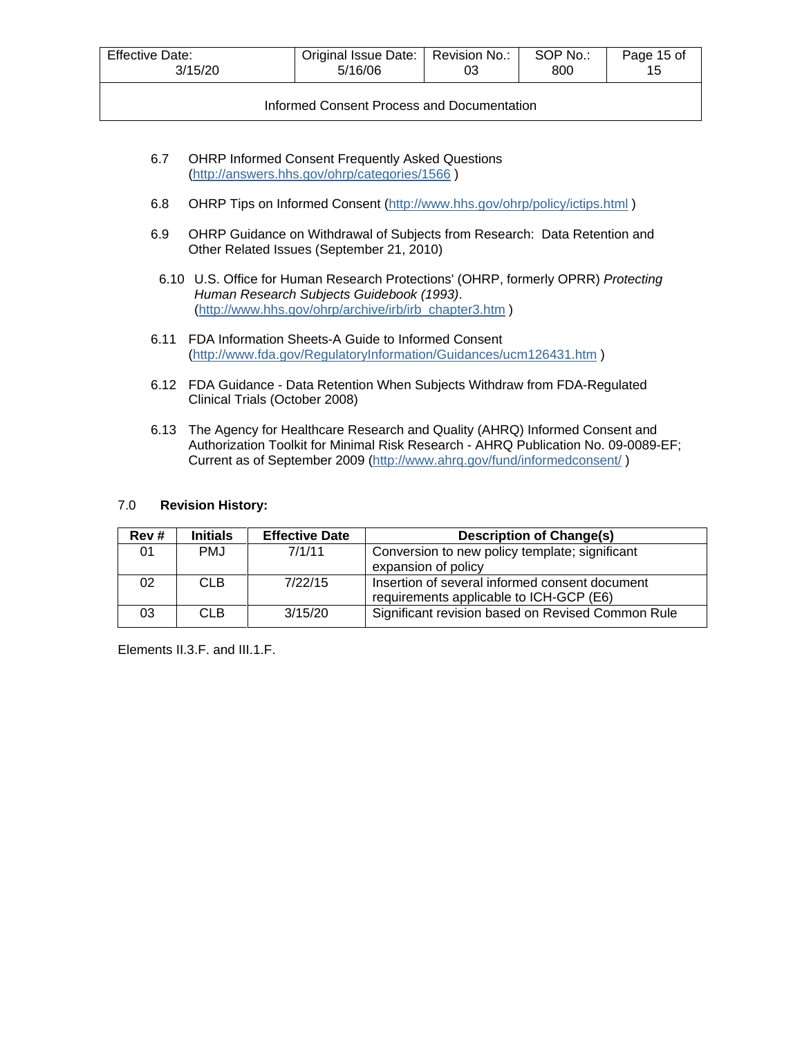6.7 OHRP Informed Consent Frequently Asked Questions (http://answers.hhs.gov/ohrp/categories/1566 )

6.8 OHRP Tips on Informed Consent (http://www.hhs.gov/ohrp/policy/ictips.html )

6.9 OHRP Guidance on Withdrawal of Subjects from Research: Data Retention and Other Related Issues (September 21, 2010)

6.10 U.S. Office for Human Research Protections' (OHRP, formerly OPRR) *Protecting Human Research Subjects Guidebook (1993)*. (http://www.hhs.gov/ohrp/archive/irb/irb_chapter3.htm )

6.11 FDA Information Sheets-A Guide to Informed Consent (http://www.fda.gov/RegulatoryInformation/Guidances/ucm126431.htm )

6.12 FDA Guidance - Data Retention When Subjects Withdraw from FDA-Regulated Clinical Trials (October 2008)

6.13 The Agency for Healthcare Research and Quality (AHRQ) Informed Consent and Authorization Toolkit for Minimal Risk Research - AHRQ Publication No. 09-0089-EF; Current as of September 2009 (http://www.ahrq.gov/fund/informedconsent/ )

## 7.0 **Revision History:**

| Rev # | Initials | Effective Date | Description of Change(s) |
|---|---|---|---|
| 01 | PMJ | 7/1/11 | Conversion to new policy template; significant expansion of policy |
| 02 | CLB | 7/22/15 | Insertion of several informed consent document requirements applicable to ICH-GCP (E6) |
| 03 | CLB | 3/15/20 | Significant revision based on Revised Common Rule |

Elements II.3.F. and III.1.F.